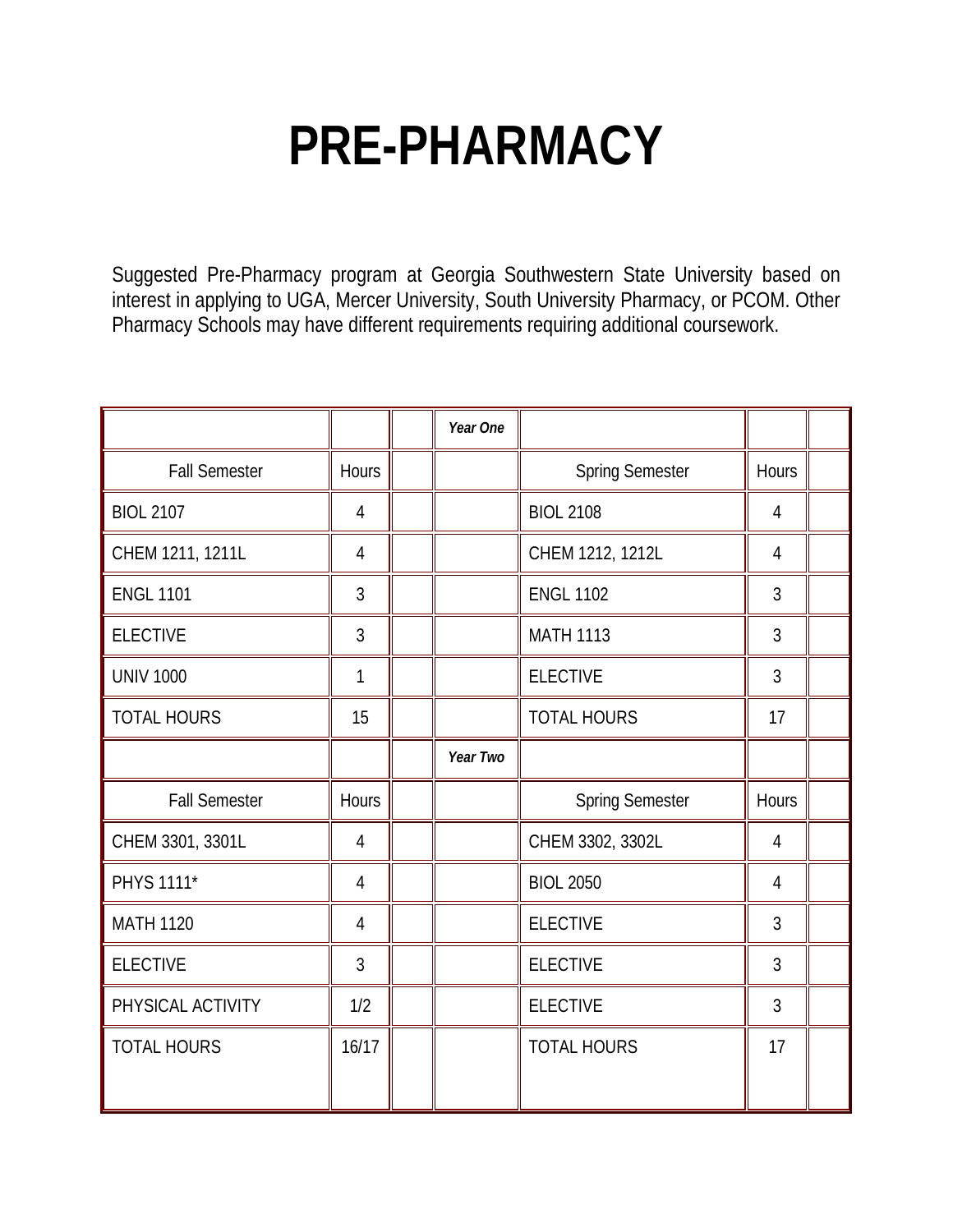# PRE-PHARMACY

Suggested Pre-Pharmacy program at Georgia Southwestern State University based on interest in applying to UGA, Mercer University, South University Pharmacy, or PCOM. Other Pharmacy Schools may have different requirements requiring additional coursework.

| | | | ***Year One*** | | | |
|---|---|---|---|---|---|---|
| Fall Semester | Hours | | | Spring Semester | Hours | |
| BIOL 2107 | 4 | | | BIOL 2108 | 4 | |
| CHEM 1211, 1211L | 4 | | | CHEM 1212, 1212L | 4 | |
| ENGL 1101 | 3 | | | ENGL 1102 | 3 | |
| ELECTIVE | 3 | | | MATH 1113 | 3 | |
| UNIV 1000 | 1 | | | ELECTIVE | 3 | |
| TOTAL HOURS | 15 | | | TOTAL HOURS | 17 | |
| | | | ***Year Two*** | | | |
| Fall Semester | Hours | | | Spring Semester | Hours | |
| CHEM 3301, 3301L | 4 | | | CHEM 3302, 3302L | 4 | |
| PHYS 1111* | 4 | | | BIOL 2050 | 4 | |
| MATH 1120 | 4 | | | ELECTIVE | 3 | |
| ELECTIVE | 3 | | | ELECTIVE | 3 | |
| PHYSICAL ACTIVITY | 1/2 | | | ELECTIVE | 3 | |
| TOTAL HOURS | 16/17 | | | TOTAL HOURS | 17 | |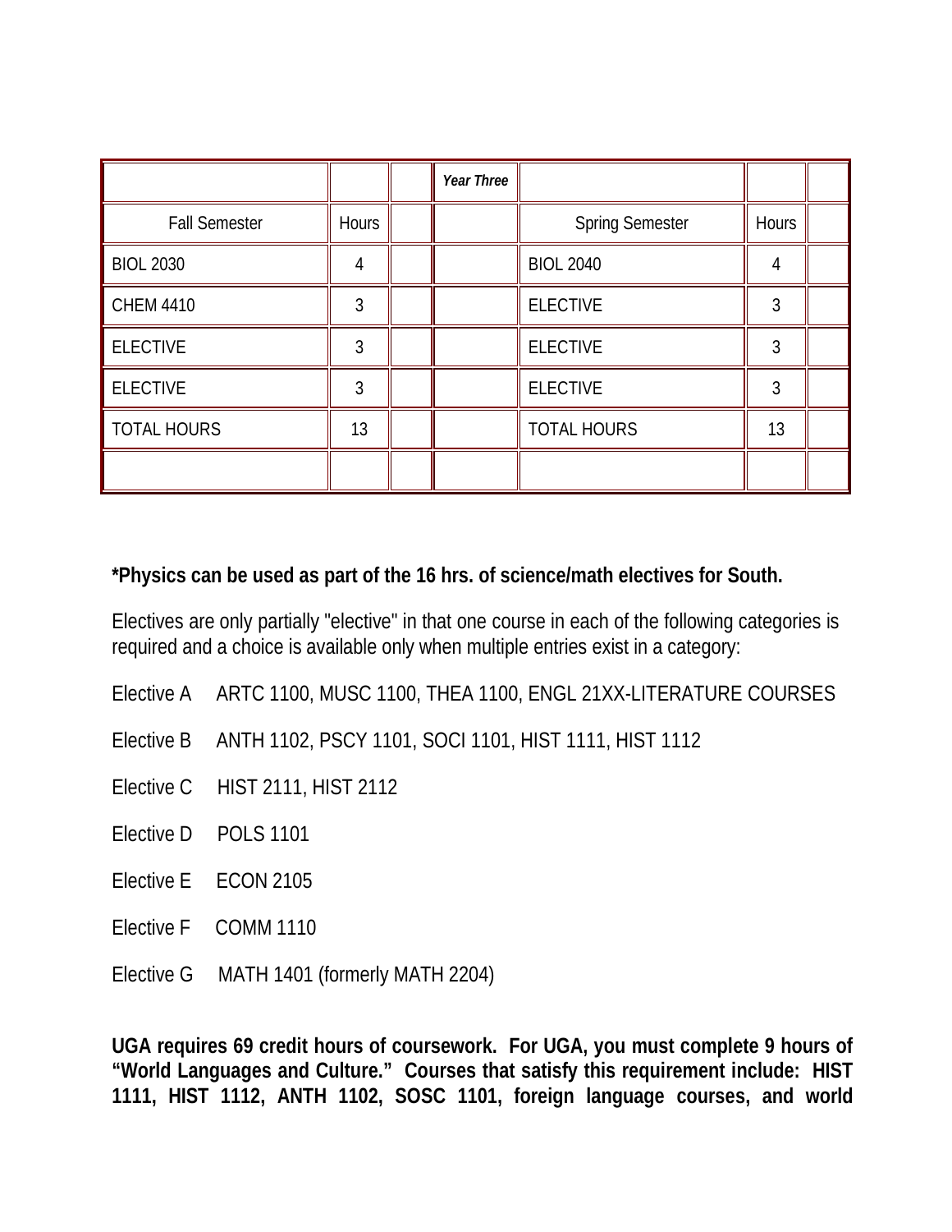| | | | *Year Three* | | | |
|---|---|---|---|---|---|---|
| Fall Semester | Hours | | | Spring Semester | Hours | |
| BIOL 2030 | 4 | | | BIOL 2040 | 4 | |
| CHEM 4410 | 3 | | | ELECTIVE | 3 | |
| ELECTIVE | 3 | | | ELECTIVE | 3 | |
| ELECTIVE | 3 | | | ELECTIVE | 3 | |
| TOTAL HOURS | 13 | | | TOTAL HOURS | 13 | |
| | | | | | | |

**\*Physics can be used as part of the 16 hrs. of science/math electives for South.**

Electives are only partially "elective" in that one course in each of the following categories is required and a choice is available only when multiple entries exist in a category:

Elective A ARTC 1100, MUSC 1100, THEA 1100, ENGL 21XX-LITERATURE COURSES

Elective B ANTH 1102, PSCY 1101, SOCI 1101, HIST 1111, HIST 1112

Elective C HIST 2111, HIST 2112

Elective D POLS 1101

Elective E ECON 2105

Elective F COMM 1110

Elective G MATH 1401 (formerly MATH 2204)

**UGA requires 69 credit hours of coursework. For UGA, you must complete 9 hours of "World Languages and Culture." Courses that satisfy this requirement include: HIST 1111, HIST 1112, ANTH 1102, SOSC 1101, foreign language courses, and world**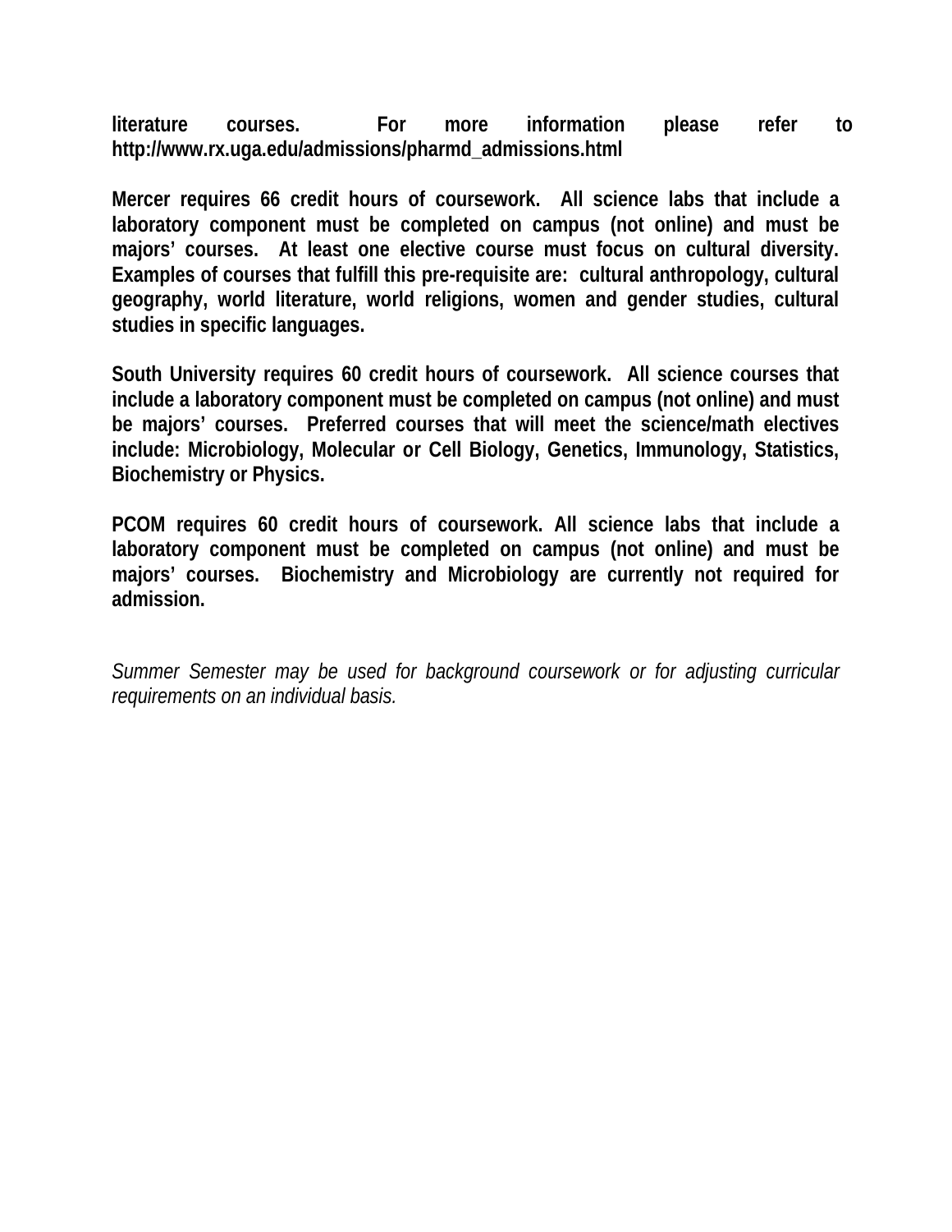**literature courses. For more information please refer to http://www.rx.uga.edu/admissions/pharmd_admissions.html**

**Mercer requires 66 credit hours of coursework. All science labs that include a laboratory component must be completed on campus (not online) and must be majors' courses. At least one elective course must focus on cultural diversity. Examples of courses that fulfill this pre-requisite are: cultural anthropology, cultural geography, world literature, world religions, women and gender studies, cultural studies in specific languages.**

**South University requires 60 credit hours of coursework. All science courses that include a laboratory component must be completed on campus (not online) and must be majors' courses. Preferred courses that will meet the science/math electives include: Microbiology, Molecular or Cell Biology, Genetics, Immunology, Statistics, Biochemistry or Physics.**

**PCOM requires 60 credit hours of coursework. All science labs that include a laboratory component must be completed on campus (not online) and must be majors' courses. Biochemistry and Microbiology are currently not required for admission.**

*Summer Semester may be used for background coursework or for adjusting curricular requirements on an individual basis.*